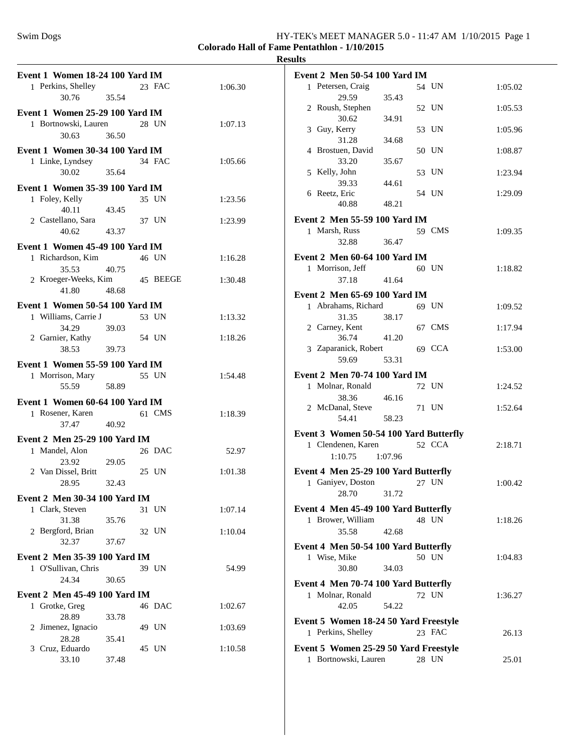Swim Dogs

HY-TEK's MEET MANAGER 5.0 - 11:47 AM 1/10/2015

**Colorado Hall of Fame Pentathlon - 1/10/2015**

**Results**

**Event 1 Women 18-24 100 Yard IM**

1 Perkins, Shelley 23 FAC 1:06.30
30.76 35.54

**Event 1 Women 25-29 100 Yard IM**

1 Bortnowski, Lauren 28 UN 1:07.13
30.63 36.50

**Event 1 Women 30-34 100 Yard IM**

1 Linke, Lyndsey 34 FAC 1:05.66
30.02 35.64

**Event 1 Women 35-39 100 Yard IM**

1 Foley, Kelly 35 UN 1:23.56
40.11 43.45

2 Castellano, Sara 37 UN 1:23.99
40.62 43.37

**Event 1 Women 45-49 100 Yard IM**

1 Richardson, Kim 46 UN 1:16.28
35.53 40.75

2 Kroeger-Weeks, Kim 45 BEEGE 1:30.48
41.80 48.68

**Event 1 Women 50-54 100 Yard IM**

1 Williams, Carrie J 53 UN 1:13.32
34.29 39.03

2 Garnier, Kathy 54 UN 1:18.26
38.53 39.73

**Event 1 Women 55-59 100 Yard IM**

1 Morrison, Mary 55 UN 1:54.48
55.59 58.89

**Event 1 Women 60-64 100 Yard IM**

1 Rosener, Karen 61 CMS 1:18.39
37.47 40.92

**Event 2 Men 25-29 100 Yard IM**

1 Mandel, Alon 26 DAC 52.97
23.92 29.05

2 Van Dissel, Britt 25 UN 1:01.38
28.95 32.43

**Event 2 Men 30-34 100 Yard IM**

1 Clark, Steven 31 UN 1:07.14
31.38 35.76

2 Bergford, Brian 32 UN 1:10.04
32.37 37.67

**Event 2 Men 35-39 100 Yard IM**

1 O'Sullivan, Chris 39 UN 54.99
24.34 30.65

**Event 2 Men 45-49 100 Yard IM**

1 Grotke, Greg 46 DAC 1:02.67
28.89 33.78

2 Jimenez, Ignacio 49 UN 1:03.69
28.28 35.41

3 Cruz, Eduardo 45 UN 1:10.58
33.10 37.48

**Event 2 Men 50-54 100 Yard IM**

1 Petersen, Craig 54 UN 1:05.02
29.59 35.43

2 Roush, Stephen 52 UN 1:05.53
30.62 34.91

3 Guy, Kerry 53 UN 1:05.96
31.28 34.68

4 Brostuen, David 50 UN 1:08.87
33.20 35.67

5 Kelly, John 53 UN 1:23.94
39.33 44.61

6 Reetz, Eric 54 UN 1:29.09
40.88 48.21

**Event 2 Men 55-59 100 Yard IM**

1 Marsh, Russ 59 CMS 1:09.35
32.88 36.47

**Event 2 Men 60-64 100 Yard IM**

1 Morrison, Jeff 60 UN 1:18.82
37.18 41.64

**Event 2 Men 65-69 100 Yard IM**

1 Abrahams, Richard 69 UN 1:09.52
31.35 38.17

2 Carney, Kent 67 CMS 1:17.94
36.74 41.20

3 Zaparanick, Robert 69 CCA 1:53.00
59.69 53.31

**Event 2 Men 70-74 100 Yard IM**

1 Molnar, Ronald 72 UN 1:24.52
38.36 46.16

2 McDanal, Steve 71 UN 1:52.64
54.41 58.23

**Event 3 Women 50-54 100 Yard Butterfly**

1 Clendenen, Karen 52 CCA 2:18.71
1:10.75 1:07.96

**Event 4 Men 25-29 100 Yard Butterfly**

1 Ganiyev, Doston 27 UN 1:00.42
28.70 31.72

**Event 4 Men 45-49 100 Yard Butterfly**

1 Brower, William 48 UN 1:18.26
35.58 42.68

**Event 4 Men 50-54 100 Yard Butterfly**

1 Wise, Mike 50 UN 1:04.83
30.80 34.03

**Event 4 Men 70-74 100 Yard Butterfly**

1 Molnar, Ronald 72 UN 1:36.27
42.05 54.22

**Event 5 Women 18-24 50 Yard Freestyle**

1 Perkins, Shelley 23 FAC 26.13

**Event 5 Women 25-29 50 Yard Freestyle**

1 Bortnowski, Lauren 28 UN 25.01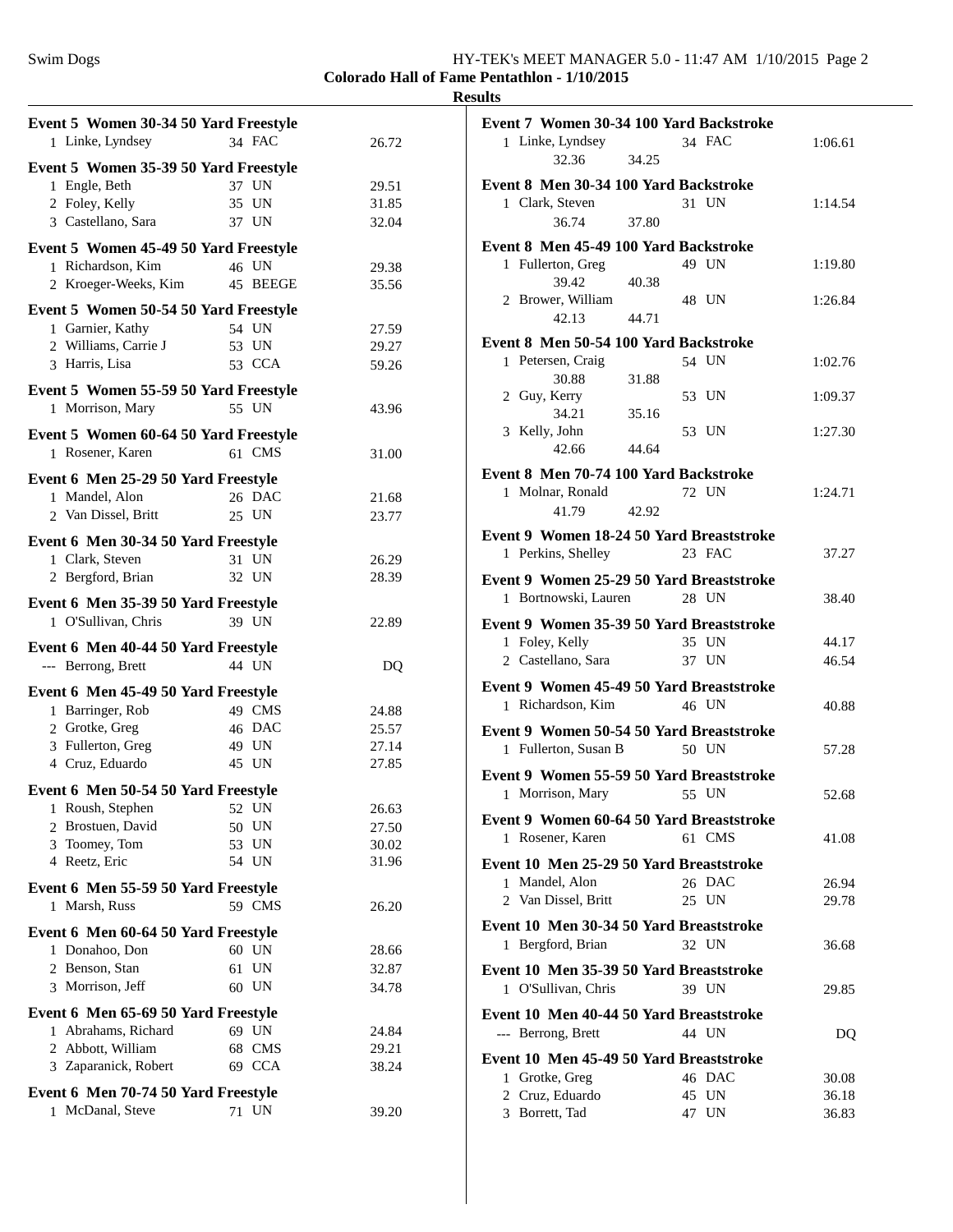**Colorado Hall of Fame Pentathlon - 1/10/2015**

**Results**

### Event 5 Women 30-34 50 Yard Freestyle

| Place | Name | Age | Team | Time |
|---|---|---|---|---|
| 1 | Linke, Lyndsey | 34 | FAC | 26.72 |

### Event 5 Women 35-39 50 Yard Freestyle

| Place | Name | Age | Team | Time |
|---|---|---|---|---|
| 1 | Engle, Beth | 37 | UN | 29.51 |
| 2 | Foley, Kelly | 35 | UN | 31.85 |
| 3 | Castellano, Sara | 37 | UN | 32.04 |

### Event 5 Women 45-49 50 Yard Freestyle

| Place | Name | Age | Team | Time |
|---|---|---|---|---|
| 1 | Richardson, Kim | 46 | UN | 29.38 |
| 2 | Kroeger-Weeks, Kim | 45 | BEEGE | 35.56 |

### Event 5 Women 50-54 50 Yard Freestyle

| Place | Name | Age | Team | Time |
|---|---|---|---|---|
| 1 | Garnier, Kathy | 54 | UN | 27.59 |
| 2 | Williams, Carrie J | 53 | UN | 29.27 |
| 3 | Harris, Lisa | 53 | CCA | 59.26 |

### Event 5 Women 55-59 50 Yard Freestyle

| Place | Name | Age | Team | Time |
|---|---|---|---|---|
| 1 | Morrison, Mary | 55 | UN | 43.96 |

### Event 5 Women 60-64 50 Yard Freestyle

| Place | Name | Age | Team | Time |
|---|---|---|---|---|
| 1 | Rosener, Karen | 61 | CMS | 31.00 |

### Event 6 Men 25-29 50 Yard Freestyle

| Place | Name | Age | Team | Time |
|---|---|---|---|---|
| 1 | Mandel, Alon | 26 | DAC | 21.68 |
| 2 | Van Dissel, Britt | 25 | UN | 23.77 |

### Event 6 Men 30-34 50 Yard Freestyle

| Place | Name | Age | Team | Time |
|---|---|---|---|---|
| 1 | Clark, Steven | 31 | UN | 26.29 |
| 2 | Bergford, Brian | 32 | UN | 28.39 |

### Event 6 Men 35-39 50 Yard Freestyle

| Place | Name | Age | Team | Time |
|---|---|---|---|---|
| 1 | O'Sullivan, Chris | 39 | UN | 22.89 |

### Event 6 Men 40-44 50 Yard Freestyle

| Place | Name | Age | Team | Time |
|---|---|---|---|---|
| --- | Berrong, Brett | 44 | UN | DQ |

### Event 6 Men 45-49 50 Yard Freestyle

| Place | Name | Age | Team | Time |
|---|---|---|---|---|
| 1 | Barringer, Rob | 49 | CMS | 24.88 |
| 2 | Grotke, Greg | 46 | DAC | 25.57 |
| 3 | Fullerton, Greg | 49 | UN | 27.14 |
| 4 | Cruz, Eduardo | 45 | UN | 27.85 |

### Event 6 Men 50-54 50 Yard Freestyle

| Place | Name | Age | Team | Time |
|---|---|---|---|---|
| 1 | Roush, Stephen | 52 | UN | 26.63 |
| 2 | Brostuen, David | 50 | UN | 27.50 |
| 3 | Toomey, Tom | 53 | UN | 30.02 |
| 4 | Reetz, Eric | 54 | UN | 31.96 |

### Event 6 Men 55-59 50 Yard Freestyle

| Place | Name | Age | Team | Time |
|---|---|---|---|---|
| 1 | Marsh, Russ | 59 | CMS | 26.20 |

### Event 6 Men 60-64 50 Yard Freestyle

| Place | Name | Age | Team | Time |
|---|---|---|---|---|
| 1 | Donahoo, Don | 60 | UN | 28.66 |
| 2 | Benson, Stan | 61 | UN | 32.87 |
| 3 | Morrison, Jeff | 60 | UN | 34.78 |

### Event 6 Men 65-69 50 Yard Freestyle

| Place | Name | Age | Team | Time |
|---|---|---|---|---|
| 1 | Abrahams, Richard | 69 | UN | 24.84 |
| 2 | Abbott, William | 68 | CMS | 29.21 |
| 3 | Zaparanick, Robert | 69 | CCA | 38.24 |

### Event 6 Men 70-74 50 Yard Freestyle

| Place | Name | Age | Team | Time |
|---|---|---|---|---|
| 1 | McDanal, Steve | 71 | UN | 39.20 |

### Event 7 Women 30-34 100 Yard Backstroke

| Place | Name | Age | Team | Time |
|---|---|---|---|---|
| 1 | Linke, Lyndsey | 34 | FAC | 1:06.61 |
| | 32.36 34.25 | | | |

### Event 8 Men 30-34 100 Yard Backstroke

| Place | Name | Age | Team | Time |
|---|---|---|---|---|
| 1 | Clark, Steven | 31 | UN | 1:14.54 |
| | 36.74 37.80 | | | |

### Event 8 Men 45-49 100 Yard Backstroke

| Place | Name | Age | Team | Time |
|---|---|---|---|---|
| 1 | Fullerton, Greg | 49 | UN | 1:19.80 |
| | 39.42 40.38 | | | |
| 2 | Brower, William | 48 | UN | 1:26.84 |
| | 42.13 44.71 | | | |

### Event 8 Men 50-54 100 Yard Backstroke

| Place | Name | Age | Team | Time |
|---|---|---|---|---|
| 1 | Petersen, Craig | 54 | UN | 1:02.76 |
| | 30.88 31.88 | | | |
| 2 | Guy, Kerry | 53 | UN | 1:09.37 |
| | 34.21 35.16 | | | |
| 3 | Kelly, John | 53 | UN | 1:27.30 |
| | 42.66 44.64 | | | |

### Event 8 Men 70-74 100 Yard Backstroke

| Place | Name | Age | Team | Time |
|---|---|---|---|---|
| 1 | Molnar, Ronald | 72 | UN | 1:24.71 |
| | 41.79 42.92 | | | |

### Event 9 Women 18-24 50 Yard Breaststroke

| Place | Name | Age | Team | Time |
|---|---|---|---|---|
| 1 | Perkins, Shelley | 23 | FAC | 37.27 |

### Event 9 Women 25-29 50 Yard Breaststroke

| Place | Name | Age | Team | Time |
|---|---|---|---|---|
| 1 | Bortnowski, Lauren | 28 | UN | 38.40 |

### Event 9 Women 35-39 50 Yard Breaststroke

| Place | Name | Age | Team | Time |
|---|---|---|---|---|
| 1 | Foley, Kelly | 35 | UN | 44.17 |
| 2 | Castellano, Sara | 37 | UN | 46.54 |

### Event 9 Women 45-49 50 Yard Breaststroke

| Place | Name | Age | Team | Time |
|---|---|---|---|---|
| 1 | Richardson, Kim | 46 | UN | 40.88 |

### Event 9 Women 50-54 50 Yard Breaststroke

| Place | Name | Age | Team | Time |
|---|---|---|---|---|
| 1 | Fullerton, Susan B | 50 | UN | 57.28 |

### Event 9 Women 55-59 50 Yard Breaststroke

| Place | Name | Age | Team | Time |
|---|---|---|---|---|
| 1 | Morrison, Mary | 55 | UN | 52.68 |

### Event 9 Women 60-64 50 Yard Breaststroke

| Place | Name | Age | Team | Time |
|---|---|---|---|---|
| 1 | Rosener, Karen | 61 | CMS | 41.08 |

### Event 10 Men 25-29 50 Yard Breaststroke

| Place | Name | Age | Team | Time |
|---|---|---|---|---|
| 1 | Mandel, Alon | 26 | DAC | 26.94 |
| 2 | Van Dissel, Britt | 25 | UN | 29.78 |

### Event 10 Men 30-34 50 Yard Breaststroke

| Place | Name | Age | Team | Time |
|---|---|---|---|---|
| 1 | Bergford, Brian | 32 | UN | 36.68 |

### Event 10 Men 35-39 50 Yard Breaststroke

| Place | Name | Age | Team | Time |
|---|---|---|---|---|
| 1 | O'Sullivan, Chris | 39 | UN | 29.85 |

### Event 10 Men 40-44 50 Yard Breaststroke

| Place | Name | Age | Team | Time |
|---|---|---|---|---|
| --- | Berrong, Brett | 44 | UN | DQ |

### Event 10 Men 45-49 50 Yard Breaststroke

| Place | Name | Age | Team | Time |
|---|---|---|---|---|
| 1 | Grotke, Greg | 46 | DAC | 30.08 |
| 2 | Cruz, Eduardo | 45 | UN | 36.18 |
| 3 | Borrett, Tad | 47 | UN | 36.83 |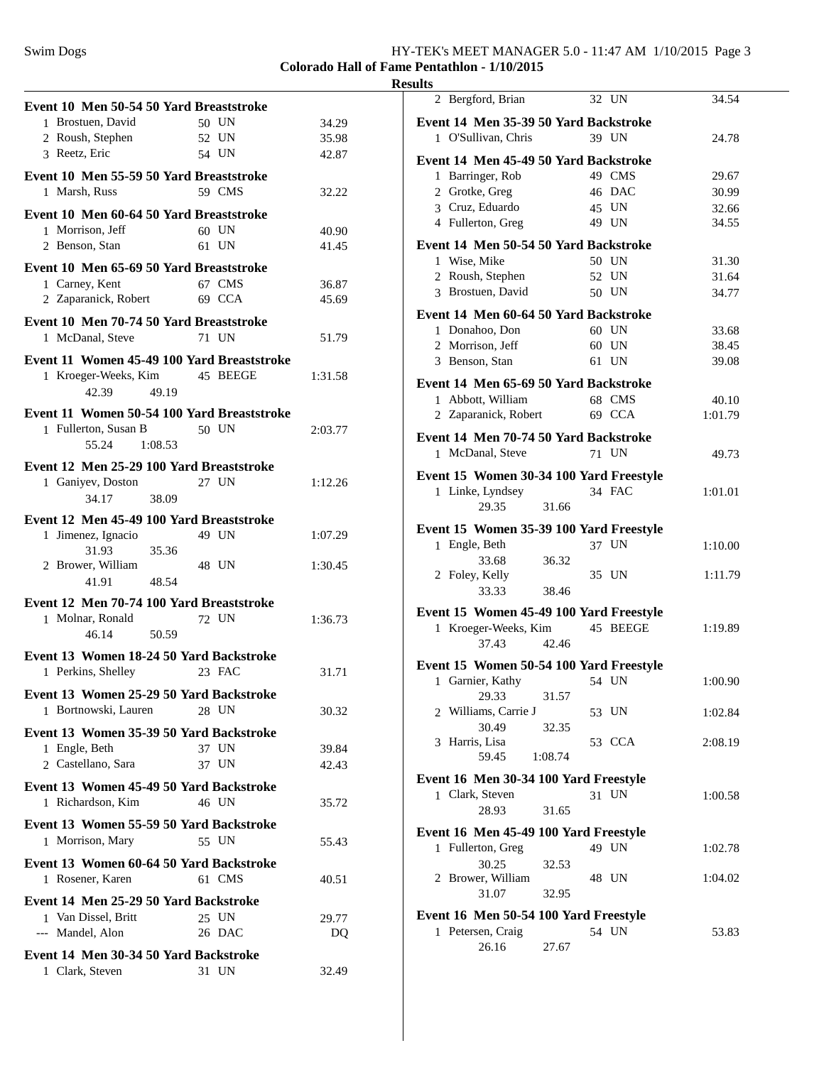## Results

**Event 10 Men 50-54 50 Yard Breaststroke**

| Place | Name | Age | Team | Time |
|---|---|---|---|---|
| 1 | Brostuen, David | 50 | UN | 34.29 |
| 2 | Roush, Stephen | 52 | UN | 35.98 |
| 3 | Reetz, Eric | 54 | UN | 42.87 |

**Event 10 Men 55-59 50 Yard Breaststroke**

| Place | Name | Age | Team | Time |
|---|---|---|---|---|
| 1 | Marsh, Russ | 59 | CMS | 32.22 |

**Event 10 Men 60-64 50 Yard Breaststroke**

| Place | Name | Age | Team | Time |
|---|---|---|---|---|
| 1 | Morrison, Jeff | 60 | UN | 40.90 |
| 2 | Benson, Stan | 61 | UN | 41.45 |

**Event 10 Men 65-69 50 Yard Breaststroke**

| Place | Name | Age | Team | Time |
|---|---|---|---|---|
| 1 | Carney, Kent | 67 | CMS | 36.87 |
| 2 | Zaparanick, Robert | 69 | CCA | 45.69 |

**Event 10 Men 70-74 50 Yard Breaststroke**

| Place | Name | Age | Team | Time |
|---|---|---|---|---|
| 1 | McDanal, Steve | 71 | UN | 51.79 |

**Event 11 Women 45-49 100 Yard Breaststroke**

| Place | Name | Age | Team | Time |
|---|---|---|---|---|
| 1 | Kroeger-Weeks, Kim | 45 | BEEGE | 1:31.58 |
| | 42.39 49.19 | | | |

**Event 11 Women 50-54 100 Yard Breaststroke**

| Place | Name | Age | Team | Time |
|---|---|---|---|---|
| 1 | Fullerton, Susan B | 50 | UN | 2:03.77 |
| | 55.24 1:08.53 | | | |

**Event 12 Men 25-29 100 Yard Breaststroke**

| Place | Name | Age | Team | Time |
|---|---|---|---|---|
| 1 | Ganiyev, Doston | 27 | UN | 1:12.26 |
| | 34.17 38.09 | | | |

**Event 12 Men 45-49 100 Yard Breaststroke**

| Place | Name | Age | Team | Time |
|---|---|---|---|---|
| 1 | Jimenez, Ignacio | 49 | UN | 1:07.29 |
| | 31.93 35.36 | | | |
| 2 | Brower, William | 48 | UN | 1:30.45 |
| | 41.91 48.54 | | | |

**Event 12 Men 70-74 100 Yard Breaststroke**

| Place | Name | Age | Team | Time |
|---|---|---|---|---|
| 1 | Molnar, Ronald | 72 | UN | 1:36.73 |
| | 46.14 50.59 | | | |

**Event 13 Women 18-24 50 Yard Backstroke**

| Place | Name | Age | Team | Time |
|---|---|---|---|---|
| 1 | Perkins, Shelley | 23 | FAC | 31.71 |

**Event 13 Women 25-29 50 Yard Backstroke**

| Place | Name | Age | Team | Time |
|---|---|---|---|---|
| 1 | Bortnowski, Lauren | 28 | UN | 30.32 |

**Event 13 Women 35-39 50 Yard Backstroke**

| Place | Name | Age | Team | Time |
|---|---|---|---|---|
| 1 | Engle, Beth | 37 | UN | 39.84 |
| 2 | Castellano, Sara | 37 | UN | 42.43 |

**Event 13 Women 45-49 50 Yard Backstroke**

| Place | Name | Age | Team | Time |
|---|---|---|---|---|
| 1 | Richardson, Kim | 46 | UN | 35.72 |

**Event 13 Women 55-59 50 Yard Backstroke**

| Place | Name | Age | Team | Time |
|---|---|---|---|---|
| 1 | Morrison, Mary | 55 | UN | 55.43 |

**Event 13 Women 60-64 50 Yard Backstroke**

| Place | Name | Age | Team | Time |
|---|---|---|---|---|
| 1 | Rosener, Karen | 61 | CMS | 40.51 |

**Event 14 Men 25-29 50 Yard Backstroke**

| Place | Name | Age | Team | Time |
|---|---|---|---|---|
| 1 | Van Dissel, Britt | 25 | UN | 29.77 |
| --- | Mandel, Alon | 26 | DAC | DQ |

**Event 14 Men 30-34 50 Yard Backstroke**

| Place | Name | Age | Team | Time |
|---|---|---|---|---|
| 1 | Clark, Steven | 31 | UN | 32.49 |
| 2 | Bergford, Brian | 32 | UN | 34.54 |

**Event 14 Men 35-39 50 Yard Backstroke**

| Place | Name | Age | Team | Time |
|---|---|---|---|---|
| 1 | O'Sullivan, Chris | 39 | UN | 24.78 |

**Event 14 Men 45-49 50 Yard Backstroke**

| Place | Name | Age | Team | Time |
|---|---|---|---|---|
| 1 | Barringer, Rob | 49 | CMS | 29.67 |
| 2 | Grotke, Greg | 46 | DAC | 30.99 |
| 3 | Cruz, Eduardo | 45 | UN | 32.66 |
| 4 | Fullerton, Greg | 49 | UN | 34.55 |

**Event 14 Men 50-54 50 Yard Backstroke**

| Place | Name | Age | Team | Time |
|---|---|---|---|---|
| 1 | Wise, Mike | 50 | UN | 31.30 |
| 2 | Roush, Stephen | 52 | UN | 31.64 |
| 3 | Brostuen, David | 50 | UN | 34.77 |

**Event 14 Men 60-64 50 Yard Backstroke**

| Place | Name | Age | Team | Time |
|---|---|---|---|---|
| 1 | Donahoo, Don | 60 | UN | 33.68 |
| 2 | Morrison, Jeff | 60 | UN | 38.45 |
| 3 | Benson, Stan | 61 | UN | 39.08 |

**Event 14 Men 65-69 50 Yard Backstroke**

| Place | Name | Age | Team | Time |
|---|---|---|---|---|
| 1 | Abbott, William | 68 | CMS | 40.10 |
| 2 | Zaparanick, Robert | 69 | CCA | 1:01.79 |

**Event 14 Men 70-74 50 Yard Backstroke**

| Place | Name | Age | Team | Time |
|---|---|---|---|---|
| 1 | McDanal, Steve | 71 | UN | 49.73 |

**Event 15 Women 30-34 100 Yard Freestyle**

| Place | Name | Age | Team | Time |
|---|---|---|---|---|
| 1 | Linke, Lyndsey | 34 | FAC | 1:01.01 |
| | 29.35 31.66 | | | |

**Event 15 Women 35-39 100 Yard Freestyle**

| Place | Name | Age | Team | Time |
|---|---|---|---|---|
| 1 | Engle, Beth | 37 | UN | 1:10.00 |
| | 33.68 36.32 | | | |
| 2 | Foley, Kelly | 35 | UN | 1:11.79 |
| | 33.33 38.46 | | | |

**Event 15 Women 45-49 100 Yard Freestyle**

| Place | Name | Age | Team | Time |
|---|---|---|---|---|
| 1 | Kroeger-Weeks, Kim | 45 | BEEGE | 1:19.89 |
| | 37.43 42.46 | | | |

**Event 15 Women 50-54 100 Yard Freestyle**

| Place | Name | Age | Team | Time |
|---|---|---|---|---|
| 1 | Garnier, Kathy | 54 | UN | 1:00.90 |
| | 29.33 31.57 | | | |
| 2 | Williams, Carrie J | 53 | UN | 1:02.84 |
| | 30.49 32.35 | | | |
| 3 | Harris, Lisa | 53 | CCA | 2:08.19 |
| | 59.45 1:08.74 | | | |

**Event 16 Men 30-34 100 Yard Freestyle**

| Place | Name | Age | Team | Time |
|---|---|---|---|---|
| 1 | Clark, Steven | 31 | UN | 1:00.58 |
| | 28.93 31.65 | | | |

**Event 16 Men 45-49 100 Yard Freestyle**

| Place | Name | Age | Team | Time |
|---|---|---|---|---|
| 1 | Fullerton, Greg | 49 | UN | 1:02.78 |
| | 30.25 32.53 | | | |
| 2 | Brower, William | 48 | UN | 1:04.02 |
| | 31.07 32.95 | | | |

**Event 16 Men 50-54 100 Yard Freestyle**

| Place | Name | Age | Team | Time |
|---|---|---|---|---|
| 1 | Petersen, Craig | 54 | UN | 53.83 |
| | 26.16 27.67 | | | |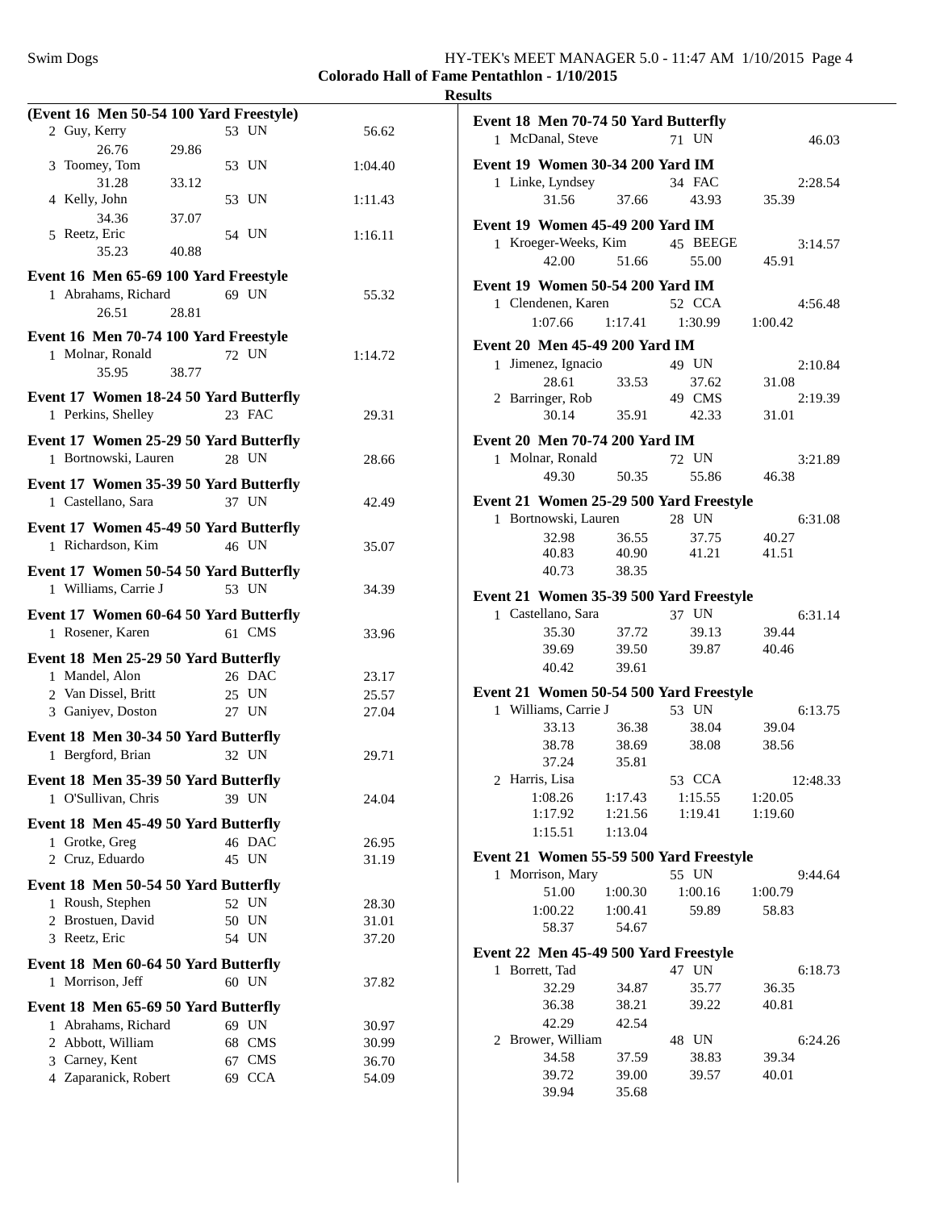**Results**

**(Event 16 Men 50-54 100 Yard Freestyle)**

| Place | Name | Age | Team | Time |
|---|---|---|---|---|
| 2 | Guy, Kerry | 53 | UN | 56.62 |
| | 26.76 29.86 | | | |
| 3 | Toomey, Tom | 53 | UN | 1:04.40 |
| | 31.28 33.12 | | | |
| 4 | Kelly, John | 53 | UN | 1:11.43 |
| | 34.36 37.07 | | | |
| 5 | Reetz, Eric | 54 | UN | 1:16.11 |
| | 35.23 40.88 | | | |

**Event 16 Men 65-69 100 Yard Freestyle**

| Place | Name | Age | Team | Time |
|---|---|---|---|---|
| 1 | Abrahams, Richard | 69 | UN | 55.32 |
| | 26.51 28.81 | | | |

**Event 16 Men 70-74 100 Yard Freestyle**

| Place | Name | Age | Team | Time |
|---|---|---|---|---|
| 1 | Molnar, Ronald | 72 | UN | 1:14.72 |
| | 35.95 38.77 | | | |

**Event 17 Women 18-24 50 Yard Butterfly**

| Place | Name | Age | Team | Time |
|---|---|---|---|---|
| 1 | Perkins, Shelley | 23 | FAC | 29.31 |

**Event 17 Women 25-29 50 Yard Butterfly**

| Place | Name | Age | Team | Time |
|---|---|---|---|---|
| 1 | Bortnowski, Lauren | 28 | UN | 28.66 |

**Event 17 Women 35-39 50 Yard Butterfly**

| Place | Name | Age | Team | Time |
|---|---|---|---|---|
| 1 | Castellano, Sara | 37 | UN | 42.49 |

**Event 17 Women 45-49 50 Yard Butterfly**

| Place | Name | Age | Team | Time |
|---|---|---|---|---|
| 1 | Richardson, Kim | 46 | UN | 35.07 |

**Event 17 Women 50-54 50 Yard Butterfly**

| Place | Name | Age | Team | Time |
|---|---|---|---|---|
| 1 | Williams, Carrie J | 53 | UN | 34.39 |

**Event 17 Women 60-64 50 Yard Butterfly**

| Place | Name | Age | Team | Time |
|---|---|---|---|---|
| 1 | Rosener, Karen | 61 | CMS | 33.96 |

**Event 18 Men 25-29 50 Yard Butterfly**

| Place | Name | Age | Team | Time |
|---|---|---|---|---|
| 1 | Mandel, Alon | 26 | DAC | 23.17 |
| 2 | Van Dissel, Britt | 25 | UN | 25.57 |
| 3 | Ganiyev, Doston | 27 | UN | 27.04 |

**Event 18 Men 30-34 50 Yard Butterfly**

| Place | Name | Age | Team | Time |
|---|---|---|---|---|
| 1 | Bergford, Brian | 32 | UN | 29.71 |

**Event 18 Men 35-39 50 Yard Butterfly**

| Place | Name | Age | Team | Time |
|---|---|---|---|---|
| 1 | O'Sullivan, Chris | 39 | UN | 24.04 |

**Event 18 Men 45-49 50 Yard Butterfly**

| Place | Name | Age | Team | Time |
|---|---|---|---|---|
| 1 | Grotke, Greg | 46 | DAC | 26.95 |
| 2 | Cruz, Eduardo | 45 | UN | 31.19 |

**Event 18 Men 50-54 50 Yard Butterfly**

| Place | Name | Age | Team | Time |
|---|---|---|---|---|
| 1 | Roush, Stephen | 52 | UN | 28.30 |
| 2 | Brostuen, David | 50 | UN | 31.01 |
| 3 | Reetz, Eric | 54 | UN | 37.20 |

**Event 18 Men 60-64 50 Yard Butterfly**

| Place | Name | Age | Team | Time |
|---|---|---|---|---|
| 1 | Morrison, Jeff | 60 | UN | 37.82 |

**Event 18 Men 65-69 50 Yard Butterfly**

| Place | Name | Age | Team | Time |
|---|---|---|---|---|
| 1 | Abrahams, Richard | 69 | UN | 30.97 |
| 2 | Abbott, William | 68 | CMS | 30.99 |
| 3 | Carney, Kent | 67 | CMS | 36.70 |
| 4 | Zaparanick, Robert | 69 | CCA | 54.09 |

**Event 18 Men 70-74 50 Yard Butterfly**

| Place | Name | Age | Team | Time |
|---|---|---|---|---|
| 1 | McDanal, Steve | 71 | UN | 46.03 |

**Event 19 Women 30-34 200 Yard IM**

| Place | Name | Age | Team | Time |
|---|---|---|---|---|
| 1 | Linke, Lyndsey | 34 | FAC | 2:28.54 |
| | 31.56 37.66 43.93 35.39 | | | |

**Event 19 Women 45-49 200 Yard IM**

| Place | Name | Age | Team | Time |
|---|---|---|---|---|
| 1 | Kroeger-Weeks, Kim | 45 | BEEGE | 3:14.57 |
| | 42.00 51.66 55.00 45.91 | | | |

**Event 19 Women 50-54 200 Yard IM**

| Place | Name | Age | Team | Time |
|---|---|---|---|---|
| 1 | Clendenen, Karen | 52 | CCA | 4:56.48 |
| | 1:07.66 1:17.41 1:30.99 1:00.42 | | | |

**Event 20 Men 45-49 200 Yard IM**

| Place | Name | Age | Team | Time |
|---|---|---|---|---|
| 1 | Jimenez, Ignacio | 49 | UN | 2:10.84 |
| | 28.61 33.53 37.62 31.08 | | | |
| 2 | Barringer, Rob | 49 | CMS | 2:19.39 |
| | 30.14 35.91 42.33 31.01 | | | |

**Event 20 Men 70-74 200 Yard IM**

| Place | Name | Age | Team | Time |
|---|---|---|---|---|
| 1 | Molnar, Ronald | 72 | UN | 3:21.89 |
| | 49.30 50.35 55.86 46.38 | | | |

**Event 21 Women 25-29 500 Yard Freestyle**

| Place | Name | Age | Team | Time |
|---|---|---|---|---|
| 1 | Bortnowski, Lauren | 28 | UN | 6:31.08 |
| | 32.98 36.55 37.75 40.27 | | | |
| | 40.83 40.90 41.21 41.51 | | | |
| | 40.73 38.35 | | | |

**Event 21 Women 35-39 500 Yard Freestyle**

| Place | Name | Age | Team | Time |
|---|---|---|---|---|
| 1 | Castellano, Sara | 37 | UN | 6:31.14 |
| | 35.30 37.72 39.13 39.44 | | | |
| | 39.69 39.50 39.87 40.46 | | | |
| | 40.42 39.61 | | | |

**Event 21 Women 50-54 500 Yard Freestyle**

| Place | Name | Age | Team | Time |
|---|---|---|---|---|
| 1 | Williams, Carrie J | 53 | UN | 6:13.75 |
| | 33.13 36.38 38.04 39.04 | | | |
| | 38.78 38.69 38.08 38.56 | | | |
| | 37.24 35.81 | | | |
| 2 | Harris, Lisa | 53 | CCA | 12:48.33 |
| | 1:08.26 1:17.43 1:15.55 1:20.05 | | | |
| | 1:17.92 1:21.56 1:19.41 1:19.60 | | | |
| | 1:15.51 1:13.04 | | | |

**Event 21 Women 55-59 500 Yard Freestyle**

| Place | Name | Age | Team | Time |
|---|---|---|---|---|
| 1 | Morrison, Mary | 55 | UN | 9:44.64 |
| | 51.00 1:00.30 1:00.16 1:00.79 | | | |
| | 1:00.22 1:00.41 59.89 58.83 | | | |
| | 58.37 54.67 | | | |

**Event 22 Men 45-49 500 Yard Freestyle**

| Place | Name | Age | Team | Time |
|---|---|---|---|---|
| 1 | Borrett, Tad | 47 | UN | 6:18.73 |
| | 32.29 34.87 35.77 36.35 | | | |
| | 36.38 38.21 39.22 40.81 | | | |
| | 42.29 42.54 | | | |
| 2 | Brower, William | 48 | UN | 6:24.26 |
| | 34.58 37.59 38.83 39.34 | | | |
| | 39.72 39.00 39.57 40.01 | | | |
| | 39.94 35.68 | | | |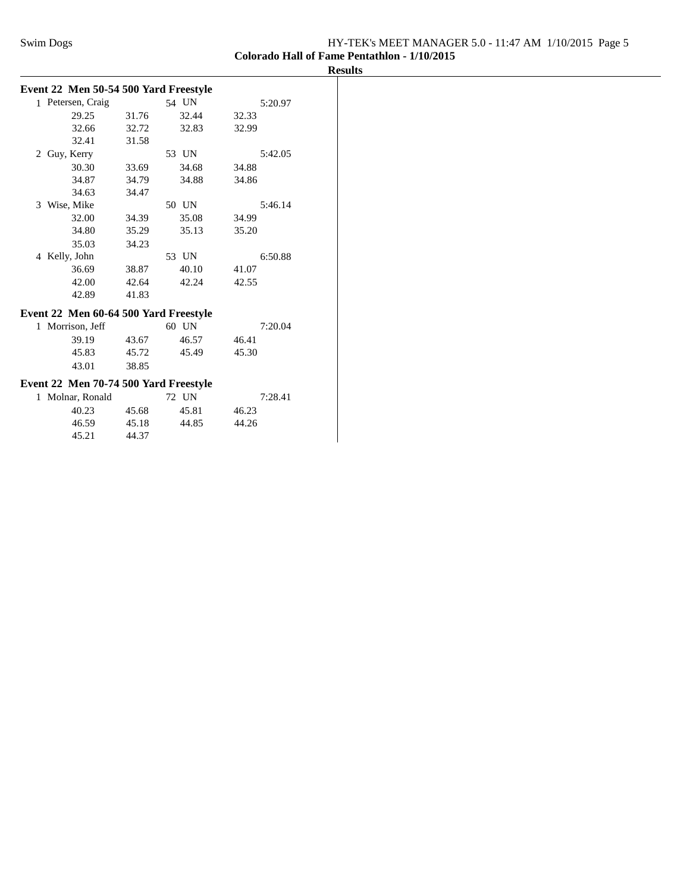**Results**

### Event 22 Men 50-54 500 Yard Freestyle

| | | | | |
|---|---|---|---|---|
| 1 Petersen, Craig | | 54 UN | | 5:20.97 |
| 29.25 | 31.76 | 32.44 | 32.33 | |
| 32.66 | 32.72 | 32.83 | 32.99 | |
| 32.41 | 31.58 | | | |
| 2 Guy, Kerry | | 53 UN | | 5:42.05 |
| 30.30 | 33.69 | 34.68 | 34.88 | |
| 34.87 | 34.79 | 34.88 | 34.86 | |
| 34.63 | 34.47 | | | |
| 3 Wise, Mike | | 50 UN | | 5:46.14 |
| 32.00 | 34.39 | 35.08 | 34.99 | |
| 34.80 | 35.29 | 35.13 | 35.20 | |
| 35.03 | 34.23 | | | |
| 4 Kelly, John | | 53 UN | | 6:50.88 |
| 36.69 | 38.87 | 40.10 | 41.07 | |
| 42.00 | 42.64 | 42.24 | 42.55 | |
| 42.89 | 41.83 | | | |

### Event 22 Men 60-64 500 Yard Freestyle

| | | | | |
|---|---|---|---|---|
| 1 Morrison, Jeff | | 60 UN | | 7:20.04 |
| 39.19 | 43.67 | 46.57 | 46.41 | |
| 45.83 | 45.72 | 45.49 | 45.30 | |
| 43.01 | 38.85 | | | |

### Event 22 Men 70-74 500 Yard Freestyle

| | | | | |
|---|---|---|---|---|
| 1 Molnar, Ronald | | 72 UN | | 7:28.41 |
| 40.23 | 45.68 | 45.81 | 46.23 | |
| 46.59 | 45.18 | 44.85 | 44.26 | |
| 45.21 | 44.37 | | | |